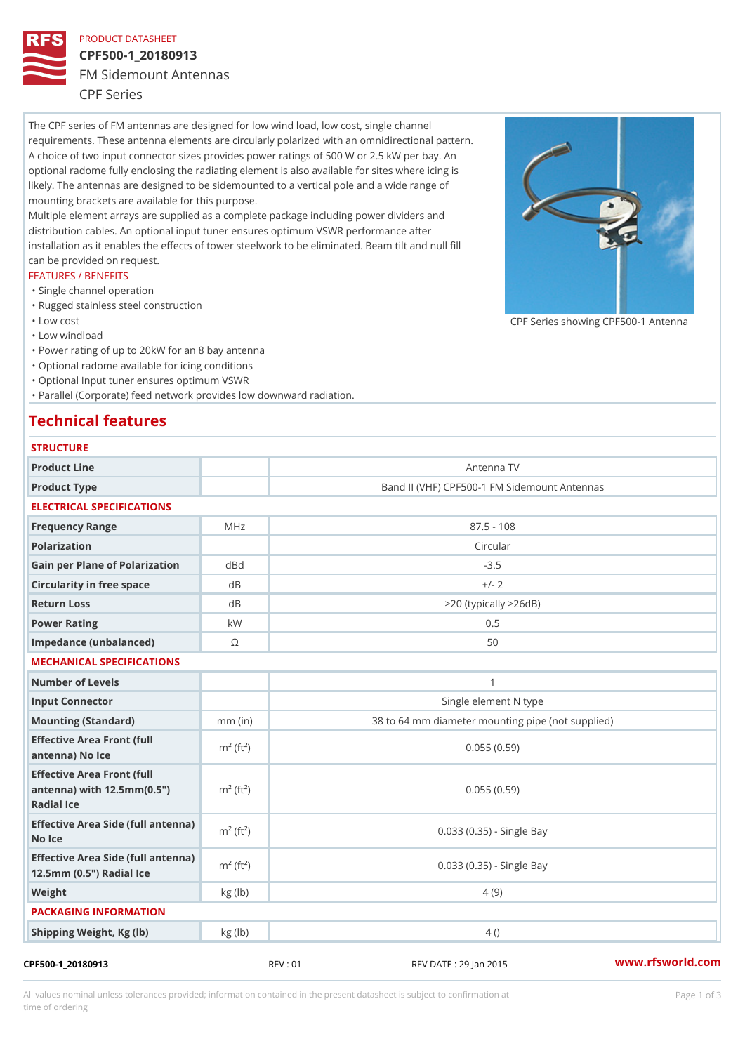PRODUCT DATASHEET

# CPF500-1_20180913

FM Sidemount Antennas

CPF Series

The CPF series of FM antennas are designed for low wind load, low cost, single channel requirements. These antenna elements are circularly polarized with an omnidirectional pattern. A choice of two input connector sizes provides power ratings of 500 W or 2.5 kW per bay. An optional radome fully enclosing the radiating element is also available for sites where icing is likely. The antennas are designed to be sidemounted to a vertical pole and a wide range of mounting brackets are available for this purpose.

Multiple element arrays are supplied as a complete package including power dividers and distribution cables. An optional input tuner ensures optimum VSWR performance after installation as it enables the effects of tower steelwork to be eliminated. Beam tilt and null fill can be provided on request.

CPF Series showing CPF500-1 Antenna

FEATURES / BENEFITS

- Single channel operation
- Rugged stainless steel construction
- Low cost
- Low windload
- Power rating of up to 20kW for an 8 bay antenna
- Optional radome available for icing conditions
- Optional Input tuner ensures optimum VSWR
- Parallel (Corporate) feed network provides low downward radiation.

## Technical features

### STRUCTURE

| | | |
|---|---|---|
| Product Line | | Antenna TV |
| Product Type | | Band II (VHF) CPF500-1 FM Sidemount Antennas |

### ELECTRICAL SPECIFICATIONS

| | | |
|---|---|---|
| Frequency Range | MHz | 87.5 - 108 |
| Polarization | | Circular |
| Gain per Plane of Polarization | dBd | -3.5 |
| Circularity in free space | dB | +/- 2 |
| Return Loss | dB | >20 (typically >26dB) |
| Power Rating | kW | 0.5 |
| Impedance (unbalanced) | Ω | 50 |

### MECHANICAL SPECIFICATIONS

| | | |
|---|---|---|
| Number of Levels | | 1 |
| Input Connector | | Single element N type |
| Mounting (Standard) | mm (in) | 38 to 64 mm diameter mounting pipe (not supplied) |
| Effective Area Front (full antenna) No Ice | $m^2$ ($ft^2$) | 0.055 (0.59) |
| Effective Area Front (full antenna) with 12.5mm(0.5") Radial Ice | $m^2$ ($ft^2$) | 0.055 (0.59) |
| Effective Area Side (full antenna) No Ice | $m^2$ ($ft^2$) | 0.033 (0.35) - Single Bay |
| Effective Area Side (full antenna) 12.5mm (0.5") Radial Ice | $m^2$ ($ft^2$) | 0.033 (0.35) - Single Bay |
| Weight | kg (lb) | 4 (9) |

### PACKAGING INFORMATION

| | | |
|---|---|---|
| Shipping Weight, Kg (lb) | kg (lb) | 4 () |

CPF500-1_20180913 REV : 01 REV DATE : 29 Jan 2015 www.rfsworld.com

All values nominal unless tolerances provided; information contained in the present datasheet is subject to confirmation at time of ordering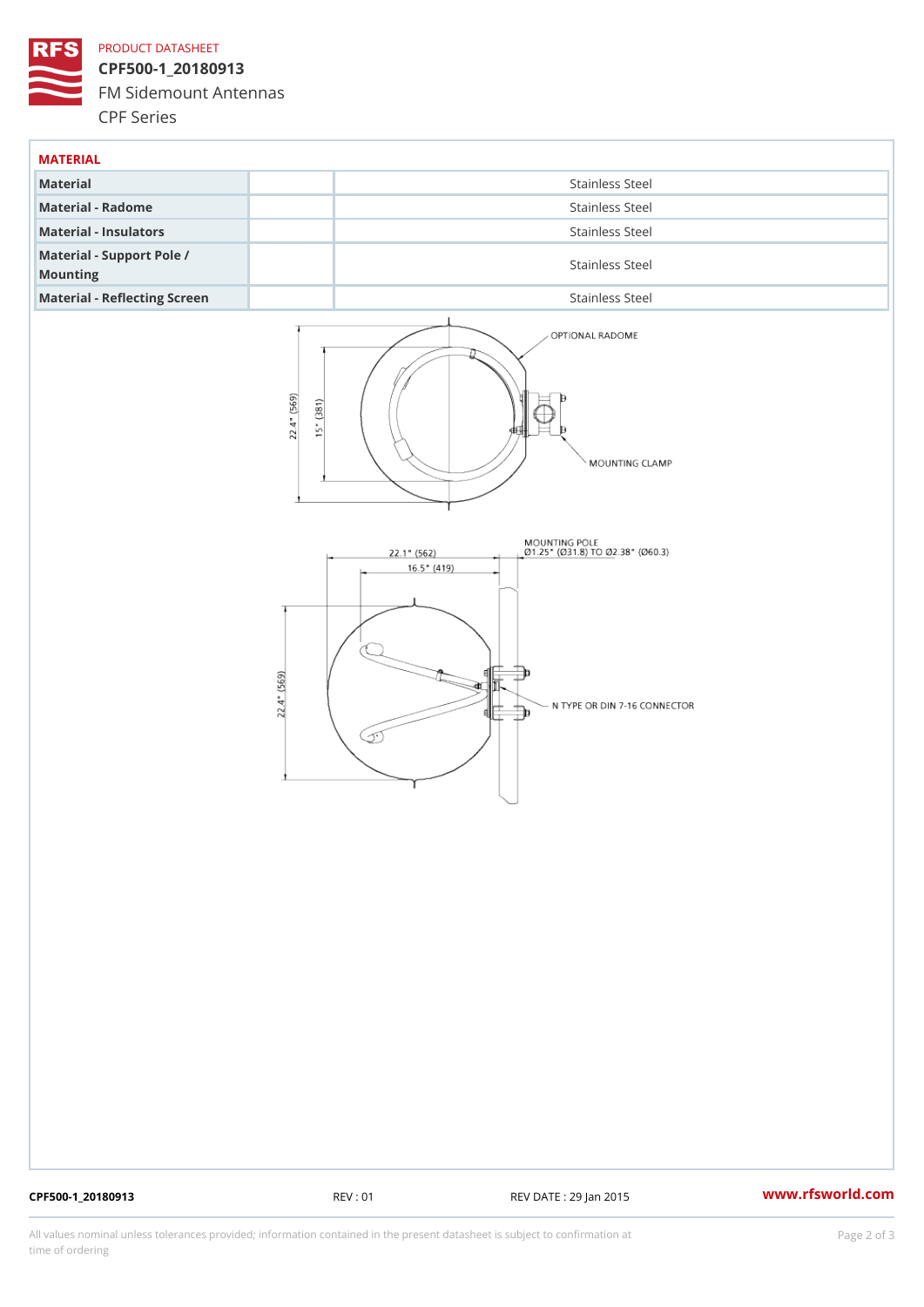PRODUCT DATASHEET

CPF500-1_20180913

FM Sidemount Antennas

CPF Series

## MATERIAL

| | | |
|---|---|---|
| Material | | Stainless Steel |
| Material - Radome | | Stainless Steel |
| Material - Insulators | | Stainless Steel |
| Material - Support Pole / Mounting | | Stainless Steel |
| Material - Reflecting Screen | | Stainless Steel |

OPTIONAL RADOME

MOUNTING CLAMP

22.4" (569)

15" (381)

MOUNTING POLE
Ø1.25" (Ø31.8) TO Ø2.38" (Ø60.3)

22.1" (562)

16.5" (419)

22.4" (569)

N TYPE OR DIN 7-16 CONNECTOR

CPF500-1_20180913 REV : 01 REV DATE : 29 Jan 2015 www.rfsworld.com

All values nominal unless tolerances provided; information contained in the present datasheet is subject to confirmation at time of ordering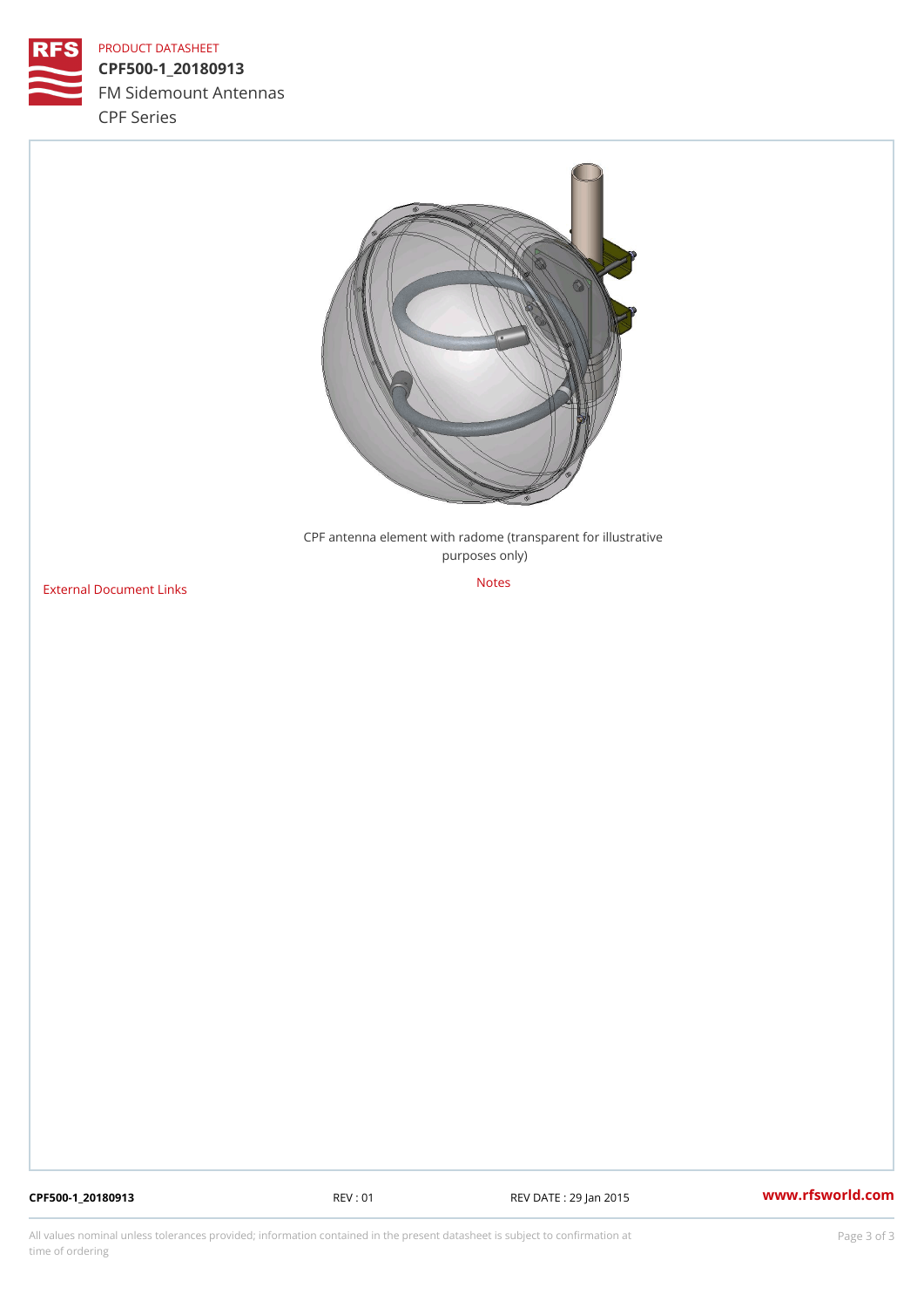PRODUCT DATASHEET

# CPF500-1_20180913

## FM Sidemount Antennas

### CPF Series

CPF antenna element with radome (transparent for illustrative purposes only)

External Document Links

Notes